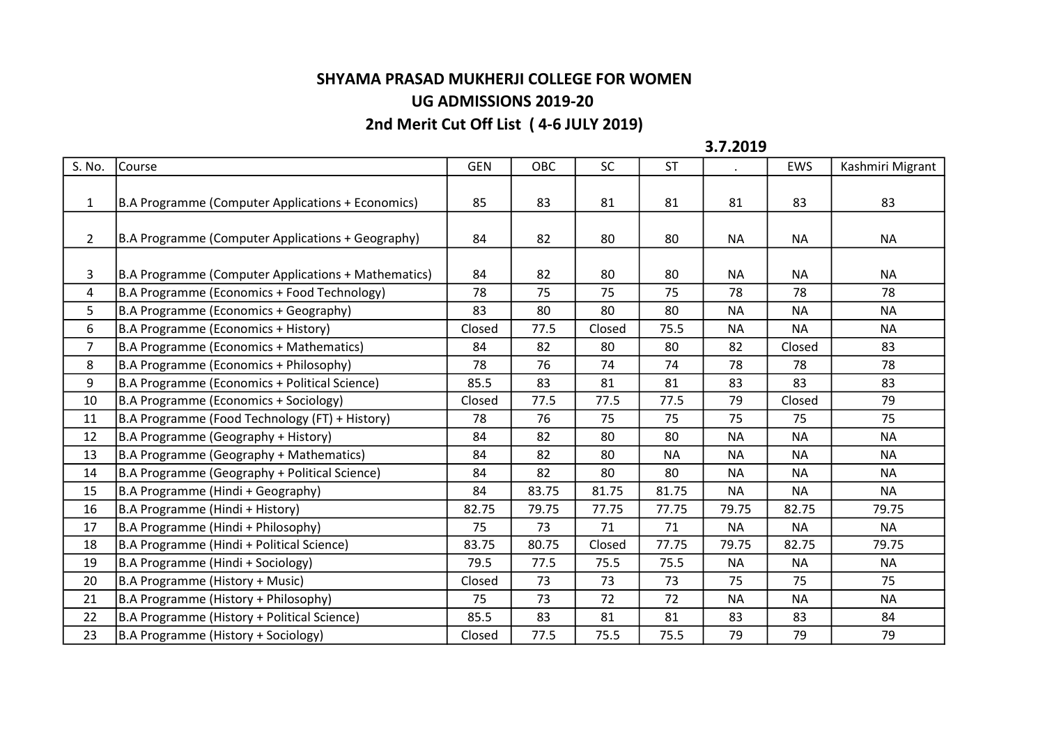# SHYAMA PRASAD MUKHERJI COLLEGE FOR WOMEN

## UG ADMISSIONS 2019-20

## 2nd Merit Cut Off List ( 4-6 JULY 2019)

**3.7.2019**

| S. No. | Course | GEN | OBC | SC | ST | . | EWS | Kashmiri Migrant |
|---|---|---|---|---|---|---|---|---|
| 1 | B.A Programme (Computer Applications + Economics) | 85 | 83 | 81 | 81 | 81 | 83 | 83 |
| 2 | B.A Programme (Computer Applications + Geography) | 84 | 82 | 80 | 80 | NA | NA | NA |
| 3 | B.A Programme (Computer Applications + Mathematics) | 84 | 82 | 80 | 80 | NA | NA | NA |
| 4 | B.A Programme (Economics + Food Technology) | 78 | 75 | 75 | 75 | 78 | 78 | 78 |
| 5 | B.A Programme (Economics + Geography) | 83 | 80 | 80 | 80 | NA | NA | NA |
| 6 | B.A Programme (Economics + History) | Closed | 77.5 | Closed | 75.5 | NA | NA | NA |
| 7 | B.A Programme (Economics + Mathematics) | 84 | 82 | 80 | 80 | 82 | Closed | 83 |
| 8 | B.A Programme (Economics + Philosophy) | 78 | 76 | 74 | 74 | 78 | 78 | 78 |
| 9 | B.A Programme (Economics + Political Science) | 85.5 | 83 | 81 | 81 | 83 | 83 | 83 |
| 10 | B.A Programme (Economics + Sociology) | Closed | 77.5 | 77.5 | 77.5 | 79 | Closed | 79 |
| 11 | B.A Programme (Food Technology (FT) + History) | 78 | 76 | 75 | 75 | 75 | 75 | 75 |
| 12 | B.A Programme (Geography + History) | 84 | 82 | 80 | 80 | NA | NA | NA |
| 13 | B.A Programme (Geography + Mathematics) | 84 | 82 | 80 | NA | NA | NA | NA |
| 14 | B.A Programme (Geography + Political Science) | 84 | 82 | 80 | 80 | NA | NA | NA |
| 15 | B.A Programme (Hindi + Geography) | 84 | 83.75 | 81.75 | 81.75 | NA | NA | NA |
| 16 | B.A Programme (Hindi + History) | 82.75 | 79.75 | 77.75 | 77.75 | 79.75 | 82.75 | 79.75 |
| 17 | B.A Programme (Hindi + Philosophy) | 75 | 73 | 71 | 71 | NA | NA | NA |
| 18 | B.A Programme (Hindi + Political Science) | 83.75 | 80.75 | Closed | 77.75 | 79.75 | 82.75 | 79.75 |
| 19 | B.A Programme (Hindi + Sociology) | 79.5 | 77.5 | 75.5 | 75.5 | NA | NA | NA |
| 20 | B.A Programme (History + Music) | Closed | 73 | 73 | 73 | 75 | 75 | 75 |
| 21 | B.A Programme (History + Philosophy) | 75 | 73 | 72 | 72 | NA | NA | NA |
| 22 | B.A Programme (History + Political Science) | 85.5 | 83 | 81 | 81 | 83 | 83 | 84 |
| 23 | B.A Programme (History + Sociology) | Closed | 77.5 | 75.5 | 75.5 | 79 | 79 | 79 |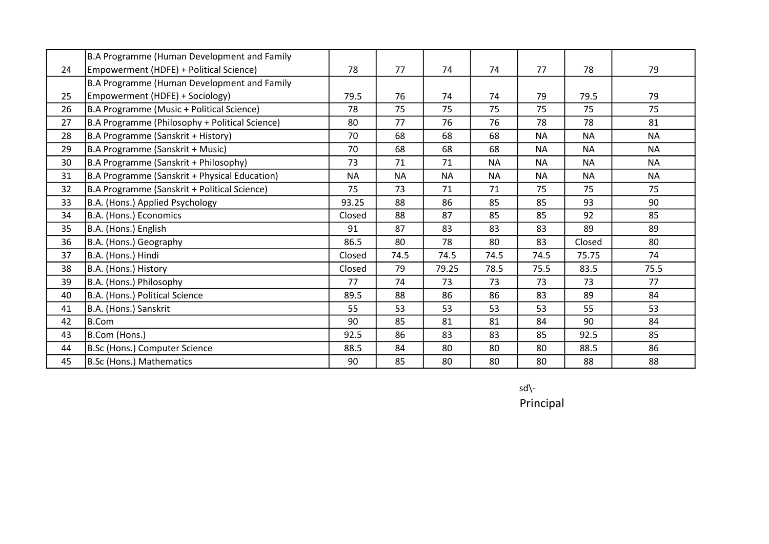| | | | | | | | | |
|---|---|---|---|---|---|---|---|---|
| 24 | B.A Programme (Human Development and Family Empowerment (HDFE) + Political Science) | 78 | 77 | 74 | 74 | 77 | 78 | 79 |
| 25 | B.A Programme (Human Development and Family Empowerment (HDFE) + Sociology) | 79.5 | 76 | 74 | 74 | 79 | 79.5 | 79 |
| 26 | B.A Programme (Music + Political Science) | 78 | 75 | 75 | 75 | 75 | 75 | 75 |
| 27 | B.A Programme (Philosophy + Political Science) | 80 | 77 | 76 | 76 | 78 | 78 | 81 |
| 28 | B.A Programme (Sanskrit + History) | 70 | 68 | 68 | 68 | NA | NA | NA |
| 29 | B.A Programme (Sanskrit + Music) | 70 | 68 | 68 | 68 | NA | NA | NA |
| 30 | B.A Programme (Sanskrit + Philosophy) | 73 | 71 | 71 | NA | NA | NA | NA |
| 31 | B.A Programme (Sanskrit + Physical Education) | NA | NA | NA | NA | NA | NA | NA |
| 32 | B.A Programme (Sanskrit + Political Science) | 75 | 73 | 71 | 71 | 75 | 75 | 75 |
| 33 | B.A. (Hons.) Applied Psychology | 93.25 | 88 | 86 | 85 | 85 | 93 | 90 |
| 34 | B.A. (Hons.) Economics | Closed | 88 | 87 | 85 | 85 | 92 | 85 |
| 35 | B.A. (Hons.) English | 91 | 87 | 83 | 83 | 83 | 89 | 89 |
| 36 | B.A. (Hons.) Geography | 86.5 | 80 | 78 | 80 | 83 | Closed | 80 |
| 37 | B.A. (Hons.) Hindi | Closed | 74.5 | 74.5 | 74.5 | 74.5 | 75.75 | 74 |
| 38 | B.A. (Hons.) History | Closed | 79 | 79.25 | 78.5 | 75.5 | 83.5 | 75.5 |
| 39 | B.A. (Hons.) Philosophy | 77 | 74 | 73 | 73 | 73 | 73 | 77 |
| 40 | B.A. (Hons.) Political Science | 89.5 | 88 | 86 | 86 | 83 | 89 | 84 |
| 41 | B.A. (Hons.) Sanskrit | 55 | 53 | 53 | 53 | 53 | 55 | 53 |
| 42 | B.Com | 90 | 85 | 81 | 81 | 84 | 90 | 84 |
| 43 | B.Com (Hons.) | 92.5 | 86 | 83 | 83 | 85 | 92.5 | 85 |
| 44 | B.Sc (Hons.) Computer Science | 88.5 | 84 | 80 | 80 | 80 | 88.5 | 86 |
| 45 | B.Sc (Hons.) Mathematics | 90 | 85 | 80 | 80 | 80 | 88 | 88 |

sd\-

Principal